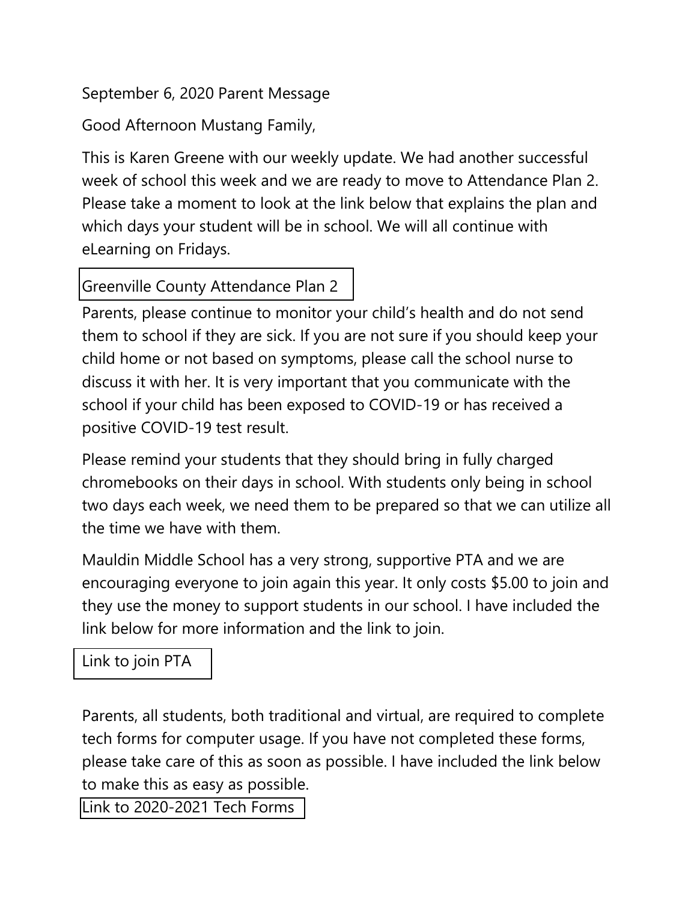September 6, 2020 Parent Message

Good Afternoon Mustang Family,

This is Karen Greene with our weekly update. We had another successful week of school this week and we are ready to move to Attendance Plan 2. Please take a moment to look at the link below that explains the plan and which days your student will be in school. We will all continue with eLearning on Fridays.

Greenville County Attendance Plan 2

Parents, please continue to monitor your child's health and do not send them to school if they are sick. If you are not sure if you should keep your child home or not based on symptoms, please call the school nurse to discuss it with her. It is very important that you communicate with the school if your child has been exposed to COVID-19 or has received a positive COVID-19 test result.

Please remind your students that they should bring in fully charged chromebooks on their days in school. With students only being in school two days each week, we need them to be prepared so that we can utilize all the time we have with them.

Mauldin Middle School has a very strong, supportive PTA and we are encouraging everyone to join again this year. It only costs $5.00 to join and they use the money to support students in our school. I have included the link below for more information and the link to join.

Link to join PTA

Parents, all students, both traditional and virtual, are required to complete tech forms for computer usage. If you have not completed these forms, please take care of this as soon as possible. I have included the link below to make this as easy as possible.

Link to 2020-2021 Tech Forms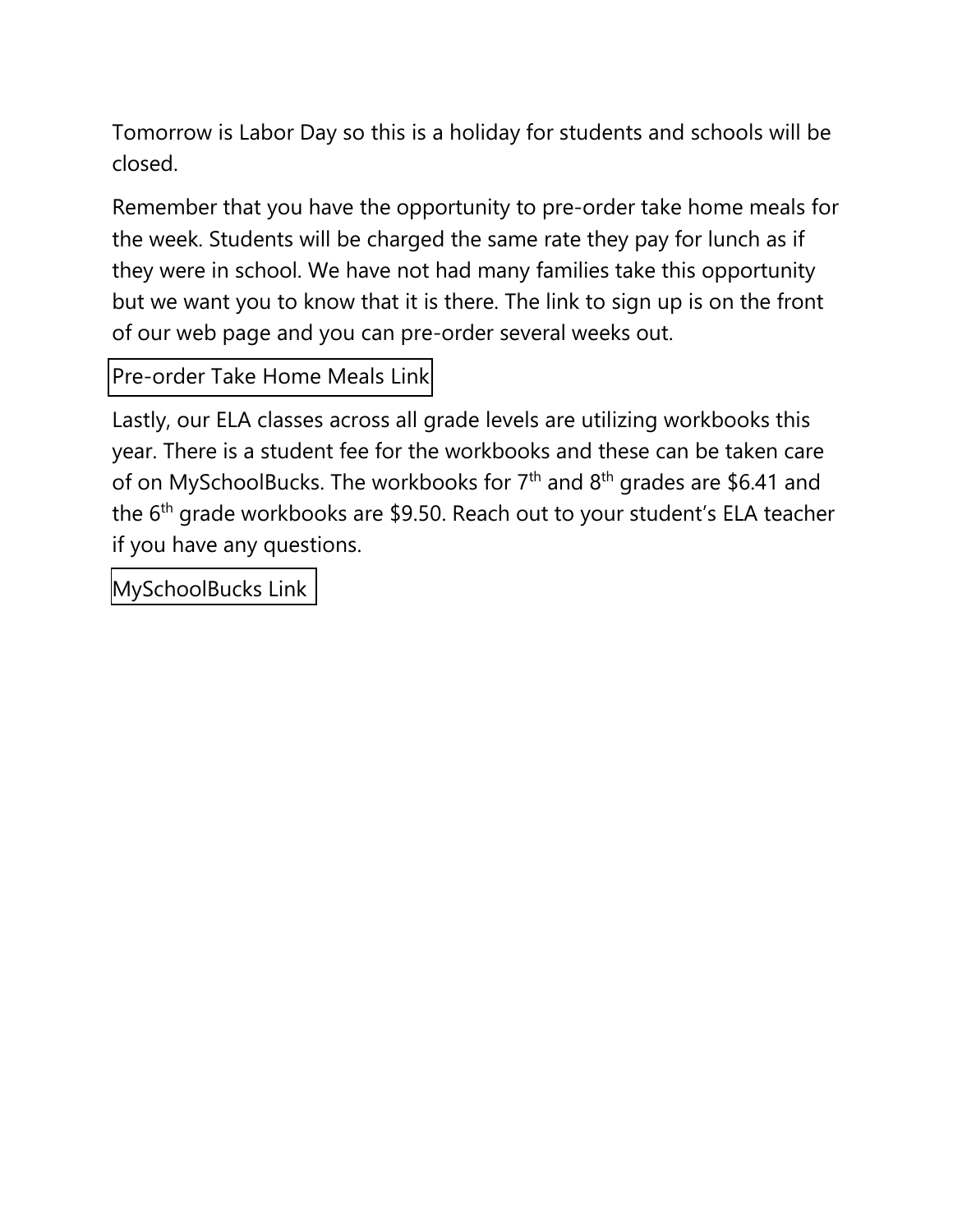Tomorrow is Labor Day so this is a holiday for students and schools will be closed.

Remember that you have the opportunity to pre-order take home meals for the week. Students will be charged the same rate they pay for lunch as if they were in school. We have not had many families take this opportunity but we want you to know that it is there. The link to sign up is on the front of our web page and you can pre-order several weeks out.

Pre-order Take Home Meals Link

Lastly, our ELA classes across all grade levels are utilizing workbooks this year. There is a student fee for the workbooks and these can be taken care of on MySchoolBucks. The workbooks for 7th and 8th grades are $6.41 and the 6th grade workbooks are $9.50. Reach out to your student's ELA teacher if you have any questions.

MySchoolBucks Link